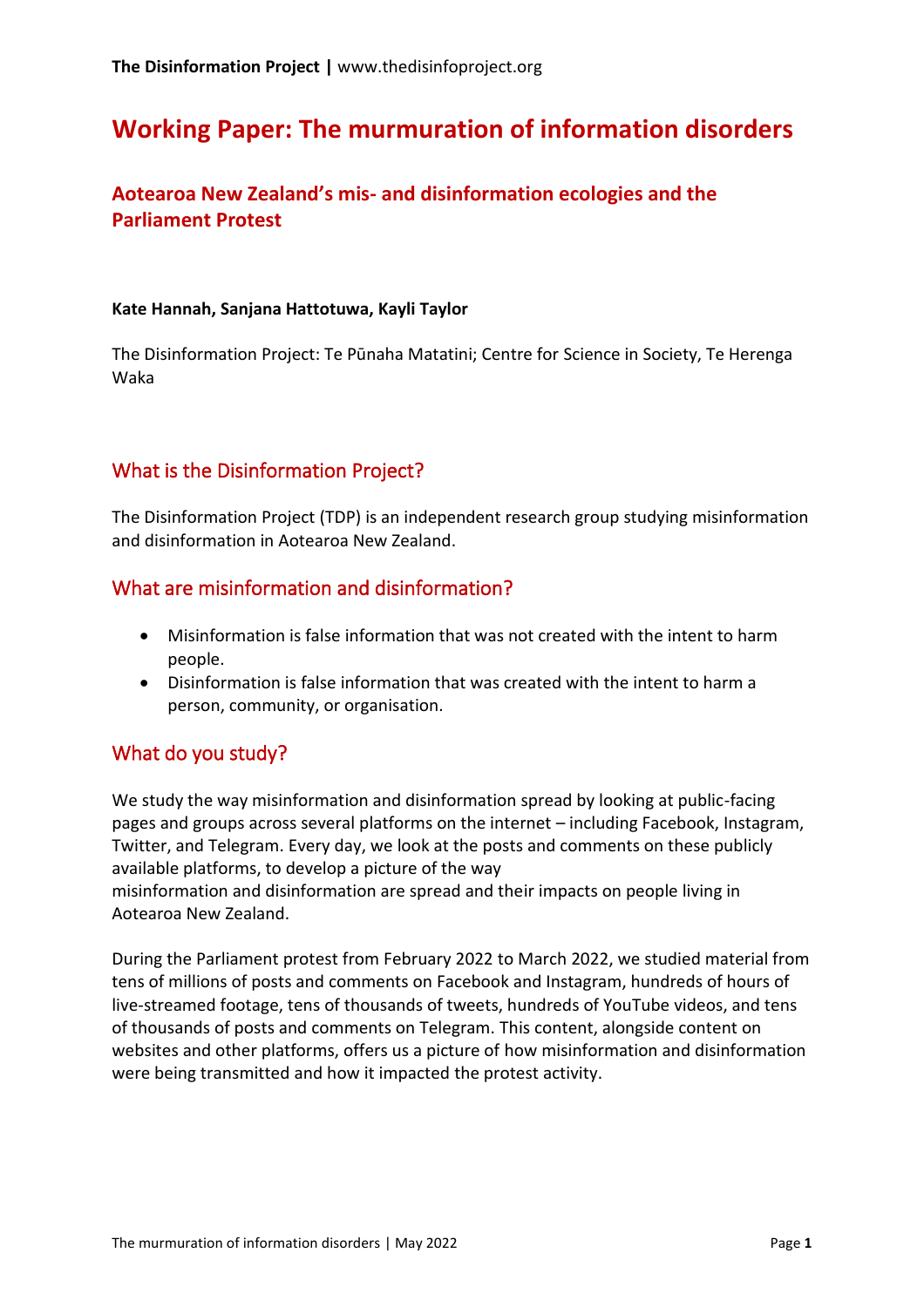# Working Paper: The murmuration of information disorders

## Aotearoa New Zealand's mis- and disinformation ecologies and the Parliament Protest

**Kate Hannah, Sanjana Hattotuwa, Kayli Taylor**

The Disinformation Project: Te Pūnaha Matatini; Centre for Science in Society, Te Herenga Waka

## What is the Disinformation Project?

The Disinformation Project (TDP) is an independent research group studying misinformation and disinformation in Aotearoa New Zealand.

## What are misinformation and disinformation?

- Misinformation is false information that was not created with the intent to harm people.
- Disinformation is false information that was created with the intent to harm a person, community, or organisation.

## What do you study?

We study the way misinformation and disinformation spread by looking at public-facing pages and groups across several platforms on the internet – including Facebook, Instagram, Twitter, and Telegram. Every day, we look at the posts and comments on these publicly available platforms, to develop a picture of the way misinformation and disinformation are spread and their impacts on people living in Aotearoa New Zealand.

During the Parliament protest from February 2022 to March 2022, we studied material from tens of millions of posts and comments on Facebook and Instagram, hundreds of hours of live-streamed footage, tens of thousands of tweets, hundreds of YouTube videos, and tens of thousands of posts and comments on Telegram. This content, alongside content on websites and other platforms, offers us a picture of how misinformation and disinformation were being transmitted and how it impacted the protest activity.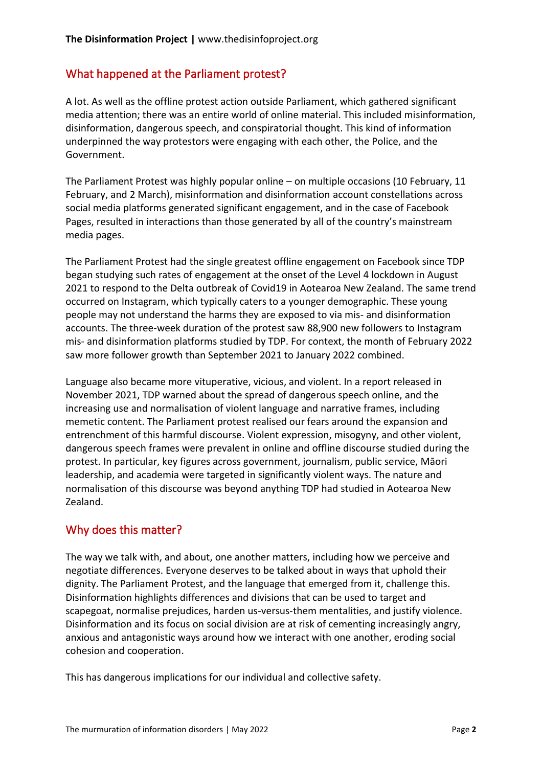## What happened at the Parliament protest?

A lot. As well as the offline protest action outside Parliament, which gathered significant media attention; there was an entire world of online material. This included misinformation, disinformation, dangerous speech, and conspiratorial thought. This kind of information underpinned the way protestors were engaging with each other, the Police, and the Government.

The Parliament Protest was highly popular online – on multiple occasions (10 February, 11 February, and 2 March), misinformation and disinformation account constellations across social media platforms generated significant engagement, and in the case of Facebook Pages, resulted in interactions than those generated by all of the country's mainstream media pages.

The Parliament Protest had the single greatest offline engagement on Facebook since TDP began studying such rates of engagement at the onset of the Level 4 lockdown in August 2021 to respond to the Delta outbreak of Covid19 in Aotearoa New Zealand. The same trend occurred on Instagram, which typically caters to a younger demographic. These young people may not understand the harms they are exposed to via mis- and disinformation accounts. The three-week duration of the protest saw 88,900 new followers to Instagram mis- and disinformation platforms studied by TDP. For context, the month of February 2022 saw more follower growth than September 2021 to January 2022 combined.

Language also became more vituperative, vicious, and violent. In a report released in November 2021, TDP warned about the spread of dangerous speech online, and the increasing use and normalisation of violent language and narrative frames, including memetic content. The Parliament protest realised our fears around the expansion and entrenchment of this harmful discourse. Violent expression, misogyny, and other violent, dangerous speech frames were prevalent in online and offline discourse studied during the protest. In particular, key figures across government, journalism, public service, Māori leadership, and academia were targeted in significantly violent ways. The nature and normalisation of this discourse was beyond anything TDP had studied in Aotearoa New Zealand.

## Why does this matter?

The way we talk with, and about, one another matters, including how we perceive and negotiate differences. Everyone deserves to be talked about in ways that uphold their dignity. The Parliament Protest, and the language that emerged from it, challenge this. Disinformation highlights differences and divisions that can be used to target and scapegoat, normalise prejudices, harden us-versus-them mentalities, and justify violence. Disinformation and its focus on social division are at risk of cementing increasingly angry, anxious and antagonistic ways around how we interact with one another, eroding social cohesion and cooperation.

This has dangerous implications for our individual and collective safety.